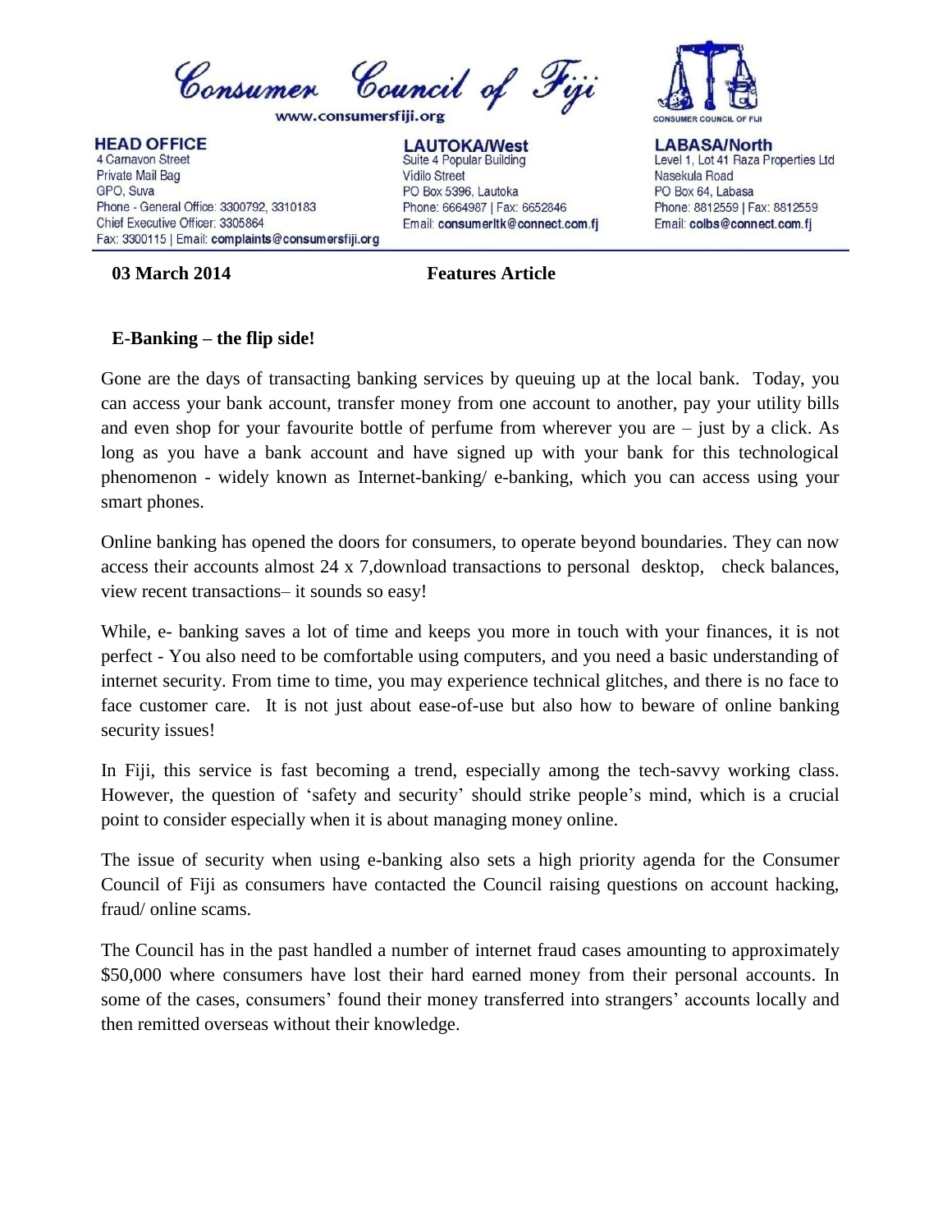Consumer Council of Fiji

www.consumersfiji.org

CONSUMER COUNCIL OF FIJI

**HEAD OFFICE**
4 Carnavon Street
Private Mail Bag
GPO, Suva
Phone - General Office: 3300792, 3310183
Chief Executive Officer: 3305864
Fax: 3300115 | Email: **complaints@consumersfiji.org**

**LAUTOKA/West**
Suite 4 Popular Building
Vidilo Street
PO Box 5396, Lautoka
Phone: 6664987 | Fax: 6652846
Email: **consumerltk@connect.com.fj**

**LABASA/North**
Level 1, Lot 41 Raza Properties Ltd
Nasekula Road
PO Box 64, Labasa
Phone: 8812559 | Fax: 8812559
Email: **colbs@connect.com.fj**

**03 March 2014** **Features Article**

**E-Banking – the flip side!**

Gone are the days of transacting banking services by queuing up at the local bank. Today, you can access your bank account, transfer money from one account to another, pay your utility bills and even shop for your favourite bottle of perfume from wherever you are – just by a click. As long as you have a bank account and have signed up with your bank for this technological phenomenon - widely known as Internet-banking/ e-banking, which you can access using your smart phones.

Online banking has opened the doors for consumers, to operate beyond boundaries. They can now access their accounts almost 24 x 7,download transactions to personal desktop, check balances, view recent transactions– it sounds so easy!

While, e- banking saves a lot of time and keeps you more in touch with your finances, it is not perfect - You also need to be comfortable using computers, and you need a basic understanding of internet security. From time to time, you may experience technical glitches, and there is no face to face customer care. It is not just about ease-of-use but also how to beware of online banking security issues!

In Fiji, this service is fast becoming a trend, especially among the tech-savvy working class. However, the question of 'safety and security' should strike people's mind, which is a crucial point to consider especially when it is about managing money online.

The issue of security when using e-banking also sets a high priority agenda for the Consumer Council of Fiji as consumers have contacted the Council raising questions on account hacking, fraud/ online scams.

The Council has in the past handled a number of internet fraud cases amounting to approximately $50,000 where consumers have lost their hard earned money from their personal accounts. In some of the cases, consumers' found their money transferred into strangers' accounts locally and then remitted overseas without their knowledge.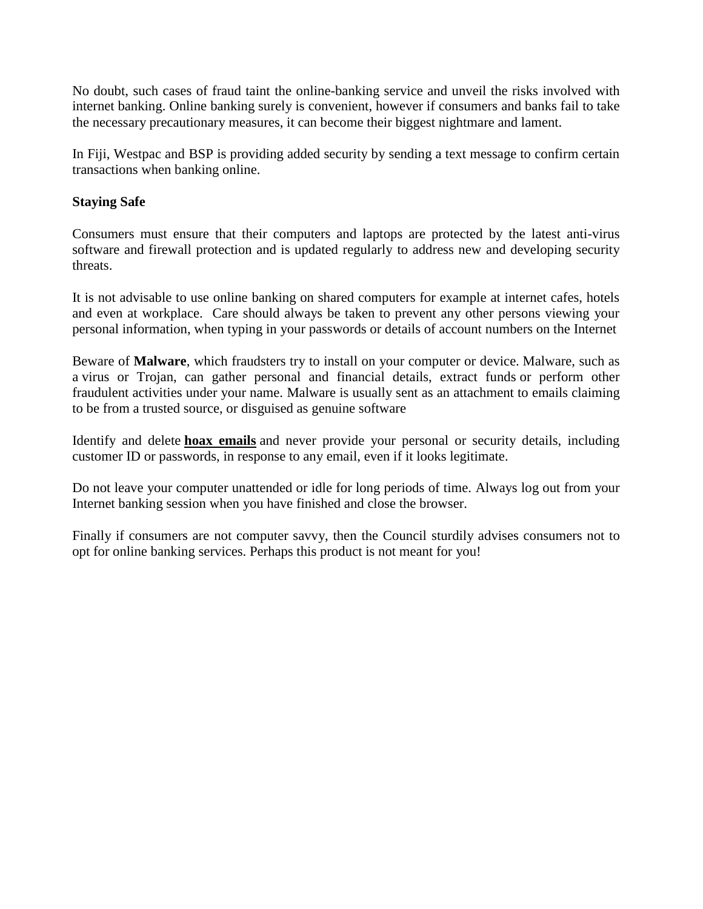No doubt, such cases of fraud taint the online-banking service and unveil the risks involved with internet banking. Online banking surely is convenient, however if consumers and banks fail to take the necessary precautionary measures, it can become their biggest nightmare and lament.

In Fiji, Westpac and BSP is providing added security by sending a text message to confirm certain transactions when banking online.

**Staying Safe**

Consumers must ensure that their computers and laptops are protected by the latest anti-virus software and firewall protection and is updated regularly to address new and developing security threats.

It is not advisable to use online banking on shared computers for example at internet cafes, hotels and even at workplace. Care should always be taken to prevent any other persons viewing your personal information, when typing in your passwords or details of account numbers on the Internet

Beware of **Malware**, which fraudsters try to install on your computer or device. Malware, such as a virus or Trojan, can gather personal and financial details, extract funds or perform other fraudulent activities under your name. Malware is usually sent as an attachment to emails claiming to be from a trusted source, or disguised as genuine software

Identify and delete **hoax emails** and never provide your personal or security details, including customer ID or passwords, in response to any email, even if it looks legitimate.

Do not leave your computer unattended or idle for long periods of time. Always log out from your Internet banking session when you have finished and close the browser.

Finally if consumers are not computer savvy, then the Council sturdily advises consumers not to opt for online banking services. Perhaps this product is not meant for you!